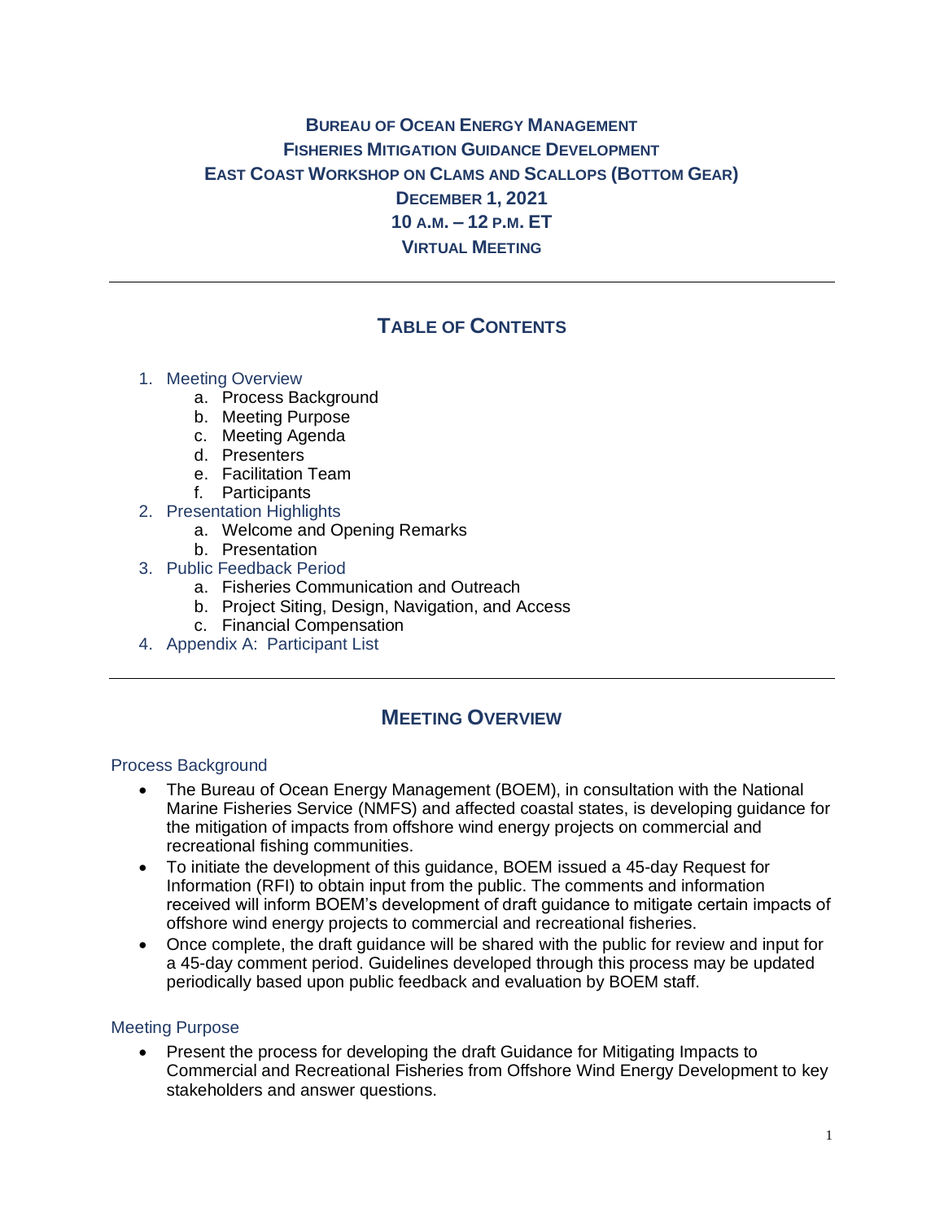# Bureau of Ocean Energy Management
# Fisheries Mitigation Guidance Development
# East Coast Workshop on Clams and Scallops (Bottom Gear)
# December 1, 2021
# 10 a.m. – 12 p.m. ET
# Virtual Meeting

---

## Table of Contents

1. Meeting Overview
   a. Process Background
   b. Meeting Purpose
   c. Meeting Agenda
   d. Presenters
   e. Facilitation Team
   f. Participants
2. Presentation Highlights
   a. Welcome and Opening Remarks
   b. Presentation
3. Public Feedback Period
   a. Fisheries Communication and Outreach
   b. Project Siting, Design, Navigation, and Access
   c. Financial Compensation
4. Appendix A: Participant List

---

## Meeting Overview

### Process Background

- The Bureau of Ocean Energy Management (BOEM), in consultation with the National Marine Fisheries Service (NMFS) and affected coastal states, is developing guidance for the mitigation of impacts from offshore wind energy projects on commercial and recreational fishing communities.
- To initiate the development of this guidance, BOEM issued a 45-day Request for Information (RFI) to obtain input from the public. The comments and information received will inform BOEM's development of draft guidance to mitigate certain impacts of offshore wind energy projects to commercial and recreational fisheries.
- Once complete, the draft guidance will be shared with the public for review and input for a 45-day comment period. Guidelines developed through this process may be updated periodically based upon public feedback and evaluation by BOEM staff.

### Meeting Purpose

- Present the process for developing the draft Guidance for Mitigating Impacts to Commercial and Recreational Fisheries from Offshore Wind Energy Development to key stakeholders and answer questions.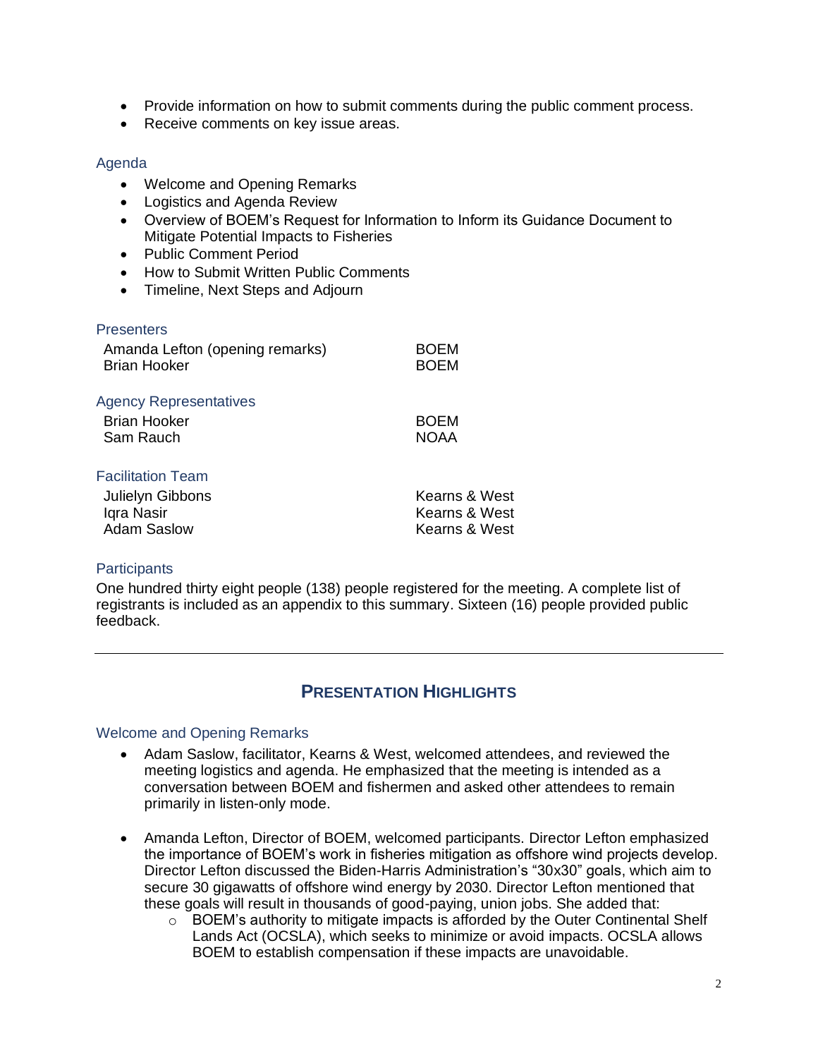- Provide information on how to submit comments during the public comment process.
- Receive comments on key issue areas.

### Agenda

- Welcome and Opening Remarks
- Logistics and Agenda Review
- Overview of BOEM's Request for Information to Inform its Guidance Document to Mitigate Potential Impacts to Fisheries
- Public Comment Period
- How to Submit Written Public Comments
- Timeline, Next Steps and Adjourn

### Presenters

| | |
|---|---|
| Amanda Lefton (opening remarks) | BOEM |
| Brian Hooker | BOEM |

### Agency Representatives

| | |
|---|---|
| Brian Hooker | BOEM |
| Sam Rauch | NOAA |

### Facilitation Team

| | |
|---|---|
| Julielyn Gibbons | Kearns & West |
| Iqra Nasir | Kearns & West |
| Adam Saslow | Kearns & West |

### Participants

One hundred thirty eight people (138) people registered for the meeting. A complete list of registrants is included as an appendix to this summary. Sixteen (16) people provided public feedback.

---

## PRESENTATION HIGHLIGHTS

### Welcome and Opening Remarks

- Adam Saslow, facilitator, Kearns & West, welcomed attendees, and reviewed the meeting logistics and agenda. He emphasized that the meeting is intended as a conversation between BOEM and fishermen and asked other attendees to remain primarily in listen-only mode.

- Amanda Lefton, Director of BOEM, welcomed participants. Director Lefton emphasized the importance of BOEM's work in fisheries mitigation as offshore wind projects develop. Director Lefton discussed the Biden-Harris Administration's "30x30" goals, which aim to secure 30 gigawatts of offshore wind energy by 2030. Director Lefton mentioned that these goals will result in thousands of good-paying, union jobs. She added that:
  - BOEM's authority to mitigate impacts is afforded by the Outer Continental Shelf Lands Act (OCSLA), which seeks to minimize or avoid impacts. OCSLA allows BOEM to establish compensation if these impacts are unavoidable.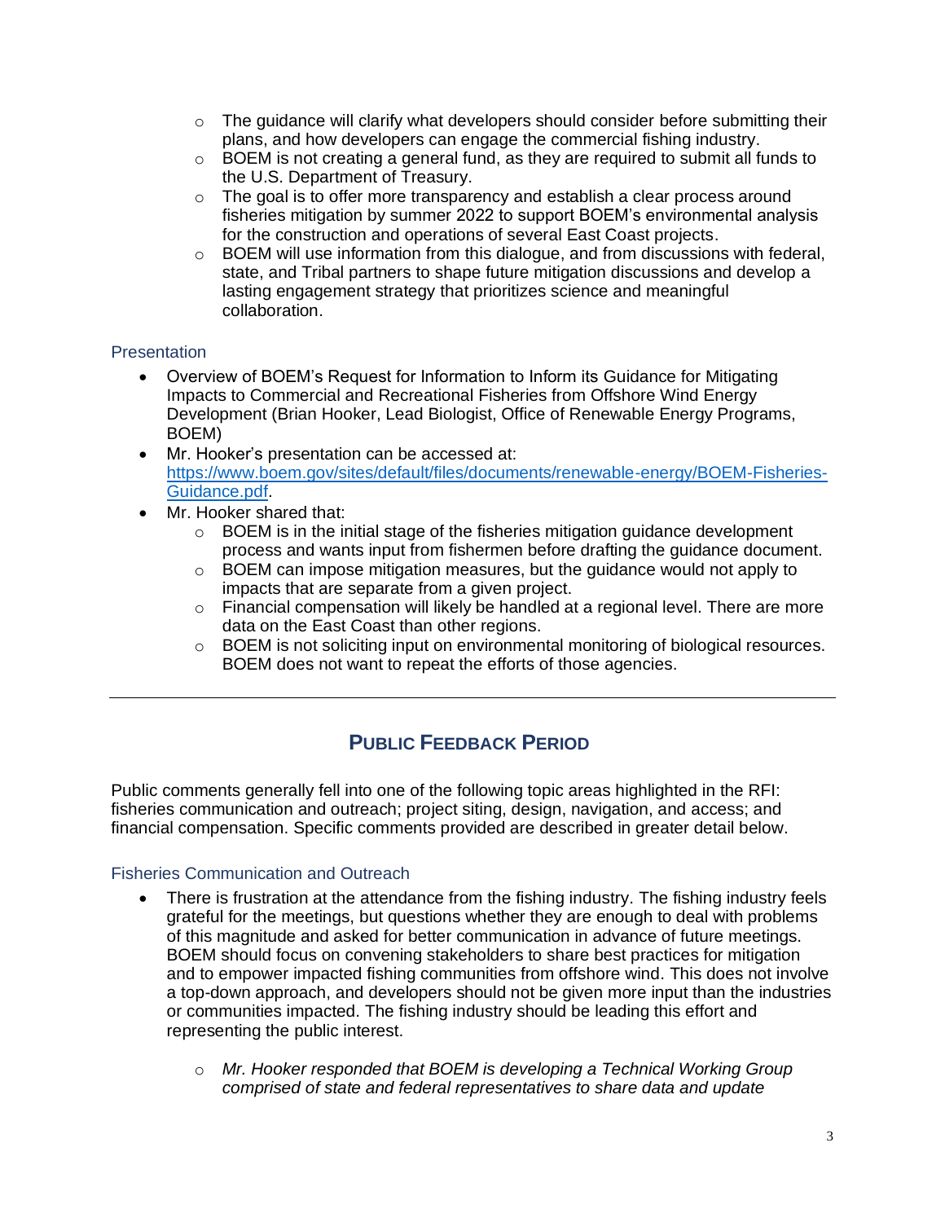- The guidance will clarify what developers should consider before submitting their plans, and how developers can engage the commercial fishing industry.
    - BOEM is not creating a general fund, as they are required to submit all funds to the U.S. Department of Treasury.
    - The goal is to offer more transparency and establish a clear process around fisheries mitigation by summer 2022 to support BOEM's environmental analysis for the construction and operations of several East Coast projects.
    - BOEM will use information from this dialogue, and from discussions with federal, state, and Tribal partners to shape future mitigation discussions and develop a lasting engagement strategy that prioritizes science and meaningful collaboration.

### Presentation

- Overview of BOEM's Request for Information to Inform its Guidance for Mitigating Impacts to Commercial and Recreational Fisheries from Offshore Wind Energy Development (Brian Hooker, Lead Biologist, Office of Renewable Energy Programs, BOEM)
- Mr. Hooker's presentation can be accessed at: [https://www.boem.gov/sites/default/files/documents/renewable-energy/BOEM-Fisheries-Guidance.pdf](https://www.boem.gov/sites/default/files/documents/renewable-energy/BOEM-Fisheries-Guidance.pdf).
- Mr. Hooker shared that:
    - BOEM is in the initial stage of the fisheries mitigation guidance development process and wants input from fishermen before drafting the guidance document.
    - BOEM can impose mitigation measures, but the guidance would not apply to impacts that are separate from a given project.
    - Financial compensation will likely be handled at a regional level. There are more data on the East Coast than other regions.
    - BOEM is not soliciting input on environmental monitoring of biological resources. BOEM does not want to repeat the efforts of those agencies.

---

## PUBLIC FEEDBACK PERIOD

Public comments generally fell into one of the following topic areas highlighted in the RFI: fisheries communication and outreach; project siting, design, navigation, and access; and financial compensation. Specific comments provided are described in greater detail below.

### Fisheries Communication and Outreach

- There is frustration at the attendance from the fishing industry. The fishing industry feels grateful for the meetings, but questions whether they are enough to deal with problems of this magnitude and asked for better communication in advance of future meetings. BOEM should focus on convening stakeholders to share best practices for mitigation and to empower impacted fishing communities from offshore wind. This does not involve a top-down approach, and developers should not be given more input than the industries or communities impacted. The fishing industry should be leading this effort and representing the public interest.

    - *Mr. Hooker responded that BOEM is developing a Technical Working Group comprised of state and federal representatives to share data and update*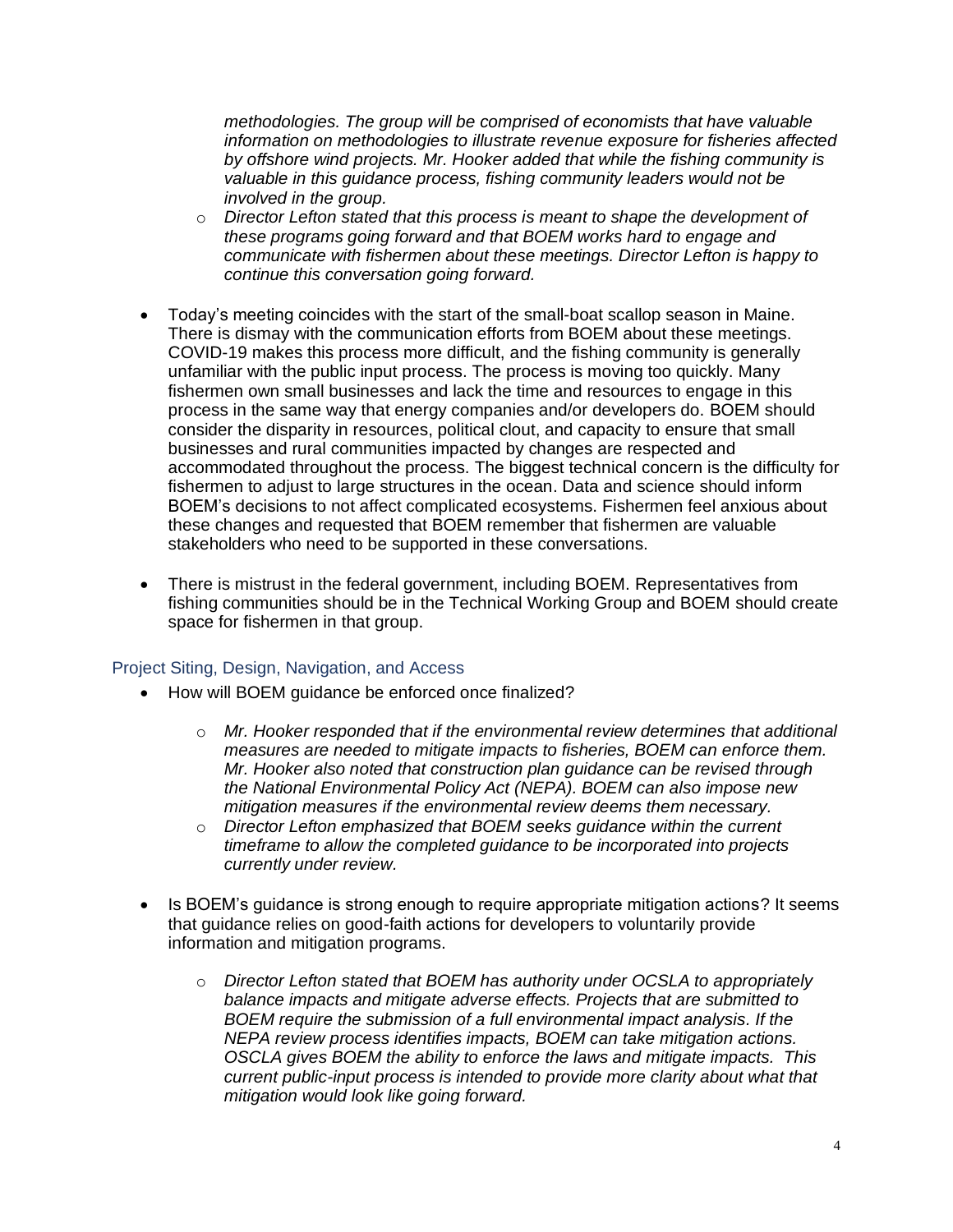- *methodologies. The group will be comprised of economists that have valuable information on methodologies to illustrate revenue exposure for fisheries affected by offshore wind projects. Mr. Hooker added that while the fishing community is valuable in this guidance process, fishing community leaders would not be involved in the group.*
  - *Director Lefton stated that this process is meant to shape the development of these programs going forward and that BOEM works hard to engage and communicate with fishermen about these meetings. Director Lefton is happy to continue this conversation going forward.*

- Today's meeting coincides with the start of the small-boat scallop season in Maine. There is dismay with the communication efforts from BOEM about these meetings. COVID-19 makes this process more difficult, and the fishing community is generally unfamiliar with the public input process. The process is moving too quickly. Many fishermen own small businesses and lack the time and resources to engage in this process in the same way that energy companies and/or developers do. BOEM should consider the disparity in resources, political clout, and capacity to ensure that small businesses and rural communities impacted by changes are respected and accommodated throughout the process. The biggest technical concern is the difficulty for fishermen to adjust to large structures in the ocean. Data and science should inform BOEM's decisions to not affect complicated ecosystems. Fishermen feel anxious about these changes and requested that BOEM remember that fishermen are valuable stakeholders who need to be supported in these conversations.

- There is mistrust in the federal government, including BOEM. Representatives from fishing communities should be in the Technical Working Group and BOEM should create space for fishermen in that group.

### Project Siting, Design, Navigation, and Access

- How will BOEM guidance be enforced once finalized?
  - *Mr. Hooker responded that if the environmental review determines that additional measures are needed to mitigate impacts to fisheries, BOEM can enforce them. Mr. Hooker also noted that construction plan guidance can be revised through the National Environmental Policy Act (NEPA). BOEM can also impose new mitigation measures if the environmental review deems them necessary.*
  - *Director Lefton emphasized that BOEM seeks guidance within the current timeframe to allow the completed guidance to be incorporated into projects currently under review.*

- Is BOEM's guidance is strong enough to require appropriate mitigation actions? It seems that guidance relies on good-faith actions for developers to voluntarily provide information and mitigation programs.
  - *Director Lefton stated that BOEM has authority under OCSLA to appropriately balance impacts and mitigate adverse effects. Projects that are submitted to BOEM require the submission of a full environmental impact analysis. If the NEPA review process identifies impacts, BOEM can take mitigation actions. OSCLA gives BOEM the ability to enforce the laws and mitigate impacts. This current public-input process is intended to provide more clarity about what that mitigation would look like going forward.*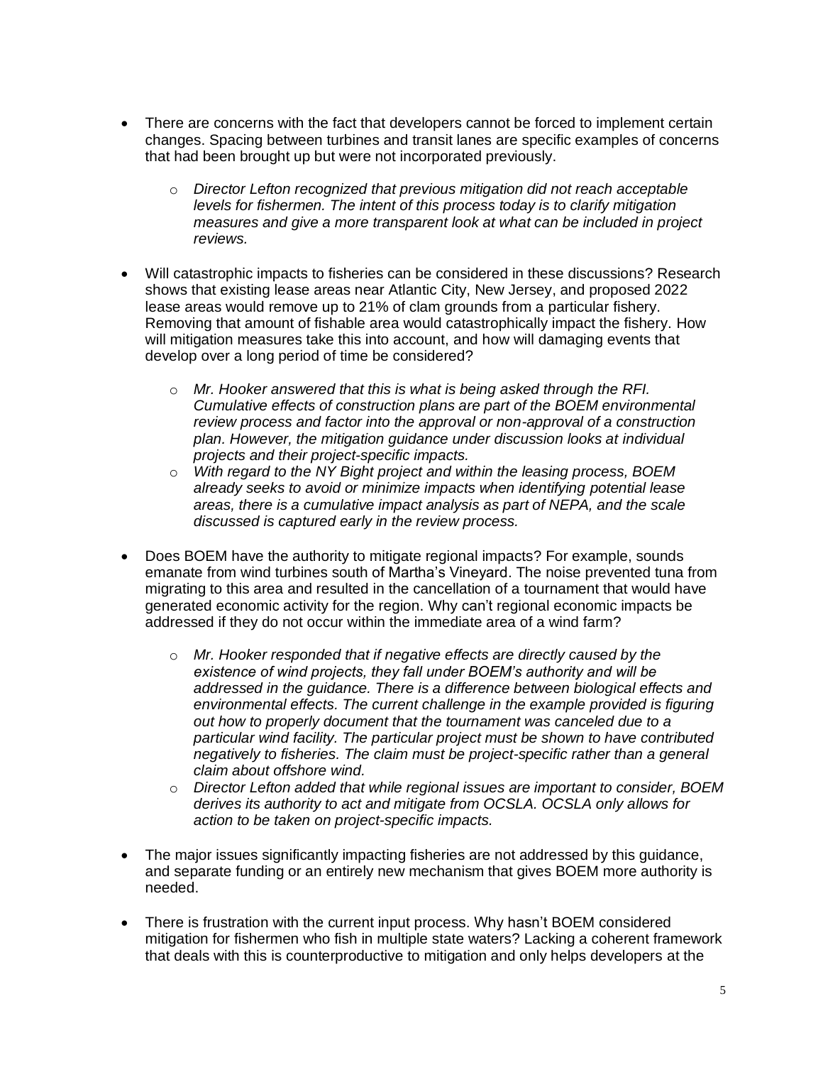- There are concerns with the fact that developers cannot be forced to implement certain changes. Spacing between turbines and transit lanes are specific examples of concerns that had been brought up but were not incorporated previously.
  - *Director Lefton recognized that previous mitigation did not reach acceptable levels for fishermen. The intent of this process today is to clarify mitigation measures and give a more transparent look at what can be included in project reviews.*

- Will catastrophic impacts to fisheries can be considered in these discussions? Research shows that existing lease areas near Atlantic City, New Jersey, and proposed 2022 lease areas would remove up to 21% of clam grounds from a particular fishery. Removing that amount of fishable area would catastrophically impact the fishery. How will mitigation measures take this into account, and how will damaging events that develop over a long period of time be considered?
  - *Mr. Hooker answered that this is what is being asked through the RFI. Cumulative effects of construction plans are part of the BOEM environmental review process and factor into the approval or non-approval of a construction plan. However, the mitigation guidance under discussion looks at individual projects and their project-specific impacts.*
  - *With regard to the NY Bight project and within the leasing process, BOEM already seeks to avoid or minimize impacts when identifying potential lease areas, there is a cumulative impact analysis as part of NEPA, and the scale discussed is captured early in the review process.*

- Does BOEM have the authority to mitigate regional impacts? For example, sounds emanate from wind turbines south of Martha's Vineyard. The noise prevented tuna from migrating to this area and resulted in the cancellation of a tournament that would have generated economic activity for the region. Why can't regional economic impacts be addressed if they do not occur within the immediate area of a wind farm?
  - *Mr. Hooker responded that if negative effects are directly caused by the existence of wind projects, they fall under BOEM's authority and will be addressed in the guidance. There is a difference between biological effects and environmental effects. The current challenge in the example provided is figuring out how to properly document that the tournament was canceled due to a particular wind facility. The particular project must be shown to have contributed negatively to fisheries. The claim must be project-specific rather than a general claim about offshore wind.*
  - *Director Lefton added that while regional issues are important to consider, BOEM derives its authority to act and mitigate from OCSLA. OCSLA only allows for action to be taken on project-specific impacts.*

- The major issues significantly impacting fisheries are not addressed by this guidance, and separate funding or an entirely new mechanism that gives BOEM more authority is needed.

- There is frustration with the current input process. Why hasn't BOEM considered mitigation for fishermen who fish in multiple state waters? Lacking a coherent framework that deals with this is counterproductive to mitigation and only helps developers at the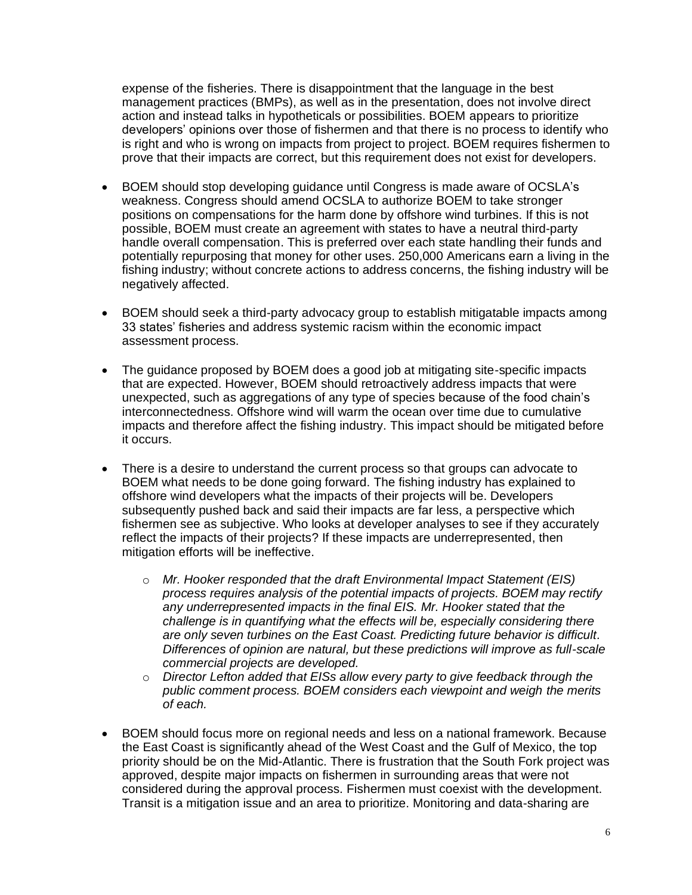expense of the fisheries. There is disappointment that the language in the best management practices (BMPs), as well as in the presentation, does not involve direct action and instead talks in hypotheticals or possibilities. BOEM appears to prioritize developers' opinions over those of fishermen and that there is no process to identify who is right and who is wrong on impacts from project to project. BOEM requires fishermen to prove that their impacts are correct, but this requirement does not exist for developers.

- BOEM should stop developing guidance until Congress is made aware of OCSLA's weakness. Congress should amend OCSLA to authorize BOEM to take stronger positions on compensations for the harm done by offshore wind turbines. If this is not possible, BOEM must create an agreement with states to have a neutral third-party handle overall compensation. This is preferred over each state handling their funds and potentially repurposing that money for other uses. 250,000 Americans earn a living in the fishing industry; without concrete actions to address concerns, the fishing industry will be negatively affected.

- BOEM should seek a third-party advocacy group to establish mitigatable impacts among 33 states' fisheries and address systemic racism within the economic impact assessment process.

- The guidance proposed by BOEM does a good job at mitigating site-specific impacts that are expected. However, BOEM should retroactively address impacts that were unexpected, such as aggregations of any type of species because of the food chain's interconnectedness. Offshore wind will warm the ocean over time due to cumulative impacts and therefore affect the fishing industry. This impact should be mitigated before it occurs.

- There is a desire to understand the current process so that groups can advocate to BOEM what needs to be done going forward. The fishing industry has explained to offshore wind developers what the impacts of their projects will be. Developers subsequently pushed back and said their impacts are far less, a perspective which fishermen see as subjective. Who looks at developer analyses to see if they accurately reflect the impacts of their projects? If these impacts are underrepresented, then mitigation efforts will be ineffective.
    - *Mr. Hooker responded that the draft Environmental Impact Statement (EIS) process requires analysis of the potential impacts of projects. BOEM may rectify any underrepresented impacts in the final EIS. Mr. Hooker stated that the challenge is in quantifying what the effects will be, especially considering there are only seven turbines on the East Coast. Predicting future behavior is difficult. Differences of opinion are natural, but these predictions will improve as full-scale commercial projects are developed.*
    - *Director Lefton added that EISs allow every party to give feedback through the public comment process. BOEM considers each viewpoint and weigh the merits of each.*

- BOEM should focus more on regional needs and less on a national framework. Because the East Coast is significantly ahead of the West Coast and the Gulf of Mexico, the top priority should be on the Mid-Atlantic. There is frustration that the South Fork project was approved, despite major impacts on fishermen in surrounding areas that were not considered during the approval process. Fishermen must coexist with the development. Transit is a mitigation issue and an area to prioritize. Monitoring and data-sharing are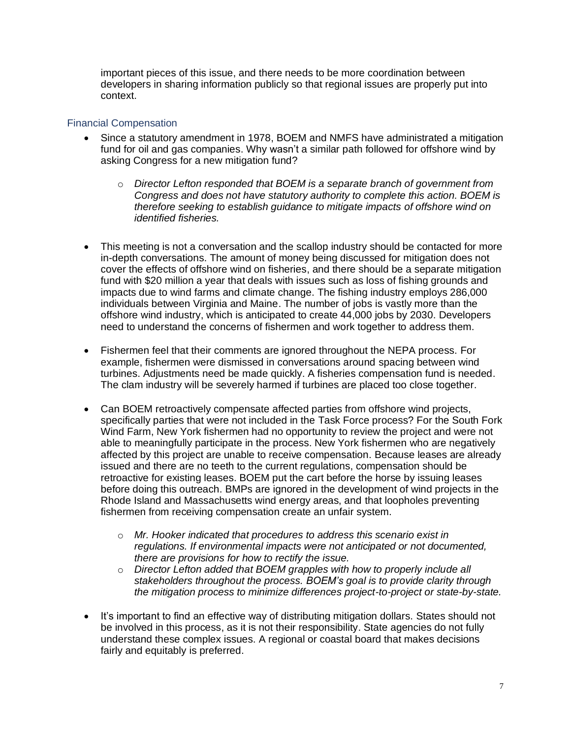important pieces of this issue, and there needs to be more coordination between developers in sharing information publicly so that regional issues are properly put into context.

### Financial Compensation

- Since a statutory amendment in 1978, BOEM and NMFS have administrated a mitigation fund for oil and gas companies. Why wasn't a similar path followed for offshore wind by asking Congress for a new mitigation fund?
    - *Director Lefton responded that BOEM is a separate branch of government from Congress and does not have statutory authority to complete this action. BOEM is therefore seeking to establish guidance to mitigate impacts of offshore wind on identified fisheries.*

- This meeting is not a conversation and the scallop industry should be contacted for more in-depth conversations. The amount of money being discussed for mitigation does not cover the effects of offshore wind on fisheries, and there should be a separate mitigation fund with $20 million a year that deals with issues such as loss of fishing grounds and impacts due to wind farms and climate change. The fishing industry employs 286,000 individuals between Virginia and Maine. The number of jobs is vastly more than the offshore wind industry, which is anticipated to create 44,000 jobs by 2030. Developers need to understand the concerns of fishermen and work together to address them.

- Fishermen feel that their comments are ignored throughout the NEPA process. For example, fishermen were dismissed in conversations around spacing between wind turbines. Adjustments need be made quickly. A fisheries compensation fund is needed. The clam industry will be severely harmed if turbines are placed too close together.

- Can BOEM retroactively compensate affected parties from offshore wind projects, specifically parties that were not included in the Task Force process? For the South Fork Wind Farm, New York fishermen had no opportunity to review the project and were not able to meaningfully participate in the process. New York fishermen who are negatively affected by this project are unable to receive compensation. Because leases are already issued and there are no teeth to the current regulations, compensation should be retroactive for existing leases. BOEM put the cart before the horse by issuing leases before doing this outreach. BMPs are ignored in the development of wind projects in the Rhode Island and Massachusetts wind energy areas, and that loopholes preventing fishermen from receiving compensation create an unfair system.
    - *Mr. Hooker indicated that procedures to address this scenario exist in regulations. If environmental impacts were not anticipated or not documented, there are provisions for how to rectify the issue.*
    - *Director Lefton added that BOEM grapples with how to properly include all stakeholders throughout the process. BOEM's goal is to provide clarity through the mitigation process to minimize differences project-to-project or state-by-state.*

- It's important to find an effective way of distributing mitigation dollars. States should not be involved in this process, as it is not their responsibility. State agencies do not fully understand these complex issues. A regional or coastal board that makes decisions fairly and equitably is preferred.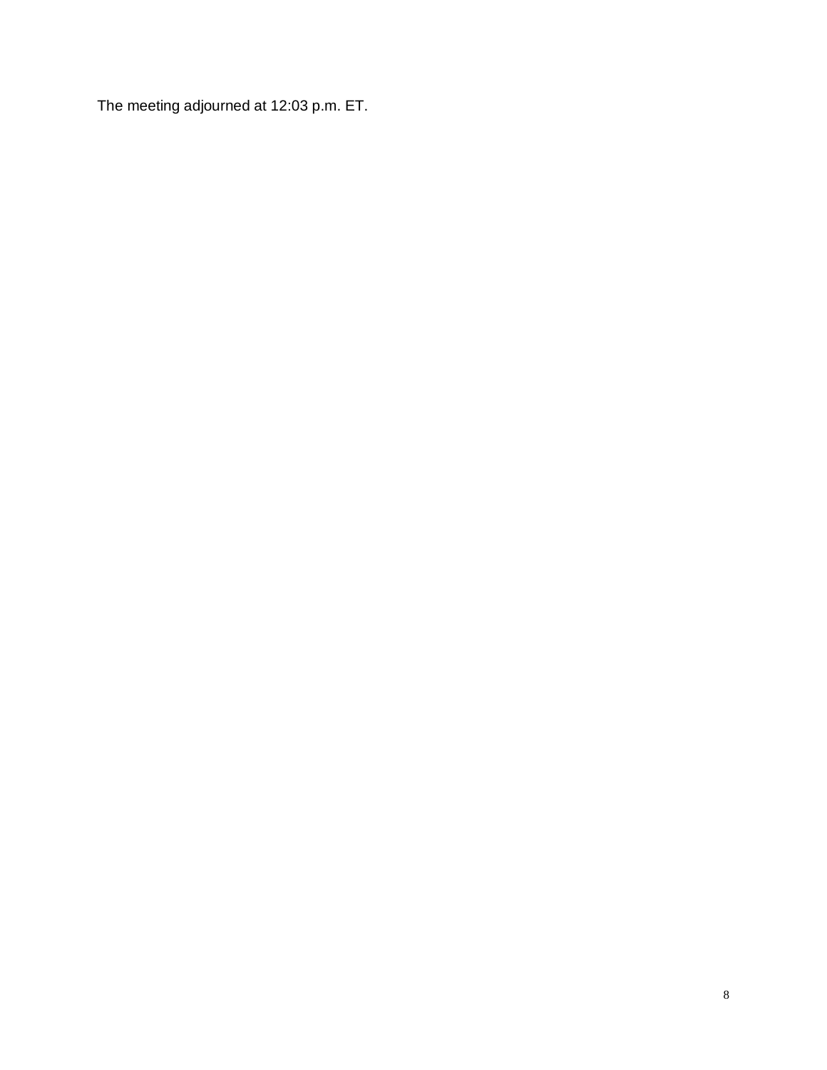The meeting adjourned at 12:03 p.m. ET.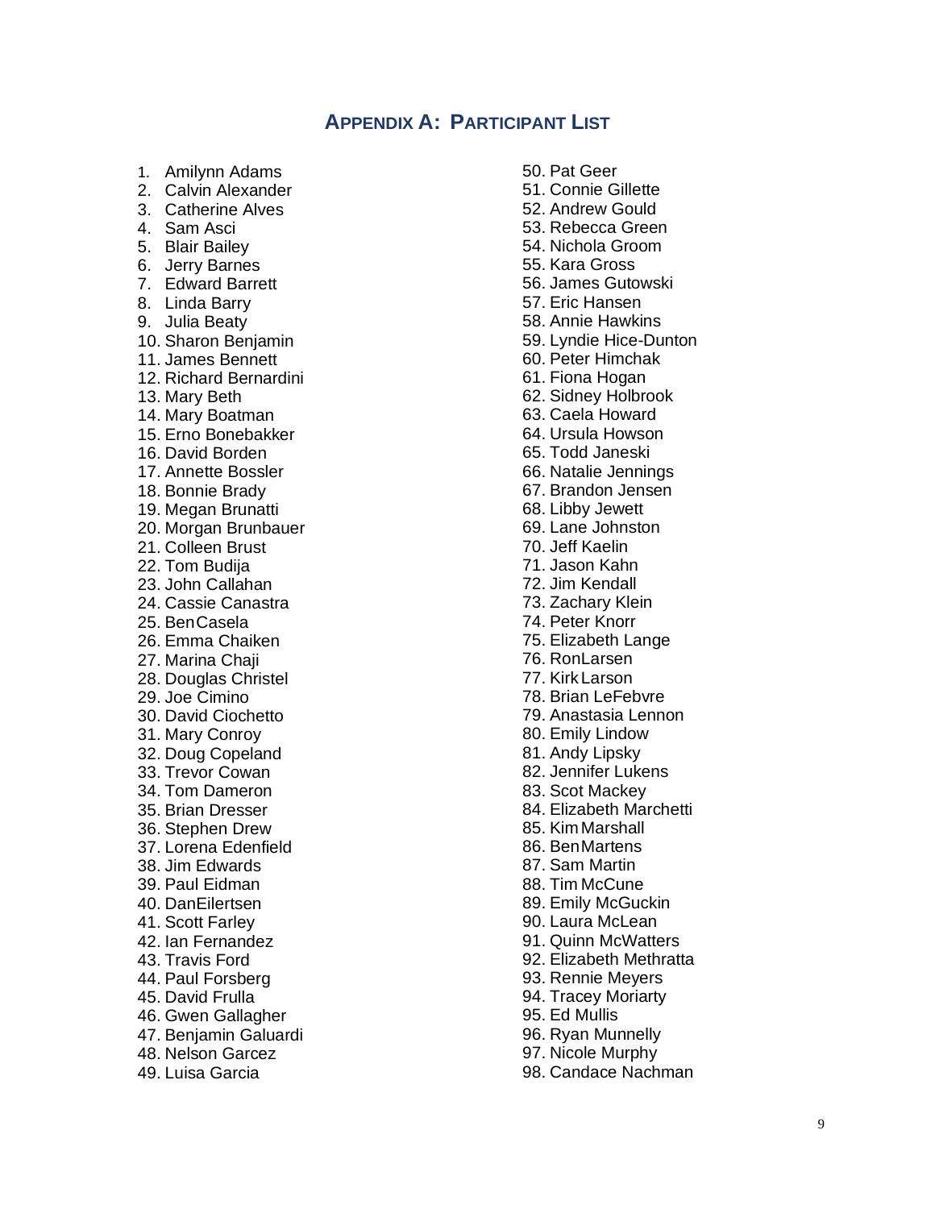## APPENDIX A: PARTICIPANT LIST

1. Amilynn Adams
2. Calvin Alexander
3. Catherine Alves
4. Sam Asci
5. Blair Bailey
6. Jerry Barnes
7. Edward Barrett
8. Linda Barry
9. Julia Beaty
10. Sharon Benjamin
11. James Bennett
12. Richard Bernardini
13. Mary Beth
14. Mary Boatman
15. Erno Bonebakker
16. David Borden
17. Annette Bossler
18. Bonnie Brady
19. Megan Brunatti
20. Morgan Brunbauer
21. Colleen Brust
22. Tom Budija
23. John Callahan
24. Cassie Canastra
25. Ben Casela
26. Emma Chaiken
27. Marina Chaji
28. Douglas Christel
29. Joe Cimino
30. David Ciochetto
31. Mary Conroy
32. Doug Copeland
33. Trevor Cowan
34. Tom Dameron
35. Brian Dresser
36. Stephen Drew
37. Lorena Edenfield
38. Jim Edwards
39. Paul Eidman
40. Dan Eilertsen
41. Scott Farley
42. Ian Fernandez
43. Travis Ford
44. Paul Forsberg
45. David Frulla
46. Gwen Gallagher
47. Benjamin Galuardi
48. Nelson Garcez
49. Luisa Garcia
50. Pat Geer
51. Connie Gillette
52. Andrew Gould
53. Rebecca Green
54. Nichola Groom
55. Kara Gross
56. James Gutowski
57. Eric Hansen
58. Annie Hawkins
59. Lyndie Hice-Dunton
60. Peter Himchak
61. Fiona Hogan
62. Sidney Holbrook
63. Caela Howard
64. Ursula Howson
65. Todd Janeski
66. Natalie Jennings
67. Brandon Jensen
68. Libby Jewett
69. Lane Johnston
70. Jeff Kaelin
71. Jason Kahn
72. Jim Kendall
73. Zachary Klein
74. Peter Knorr
75. Elizabeth Lange
76. Ron Larsen
77. Kirk Larson
78. Brian LeFebvre
79. Anastasia Lennon
80. Emily Lindow
81. Andy Lipsky
82. Jennifer Lukens
83. Scot Mackey
84. Elizabeth Marchetti
85. Kim Marshall
86. Ben Martens
87. Sam Martin
88. Tim McCune
89. Emily McGuckin
90. Laura McLean
91. Quinn McWatters
92. Elizabeth Methratta
93. Rennie Meyers
94. Tracey Moriarty
95. Ed Mullis
96. Ryan Munnelly
97. Nicole Murphy
98. Candace Nachman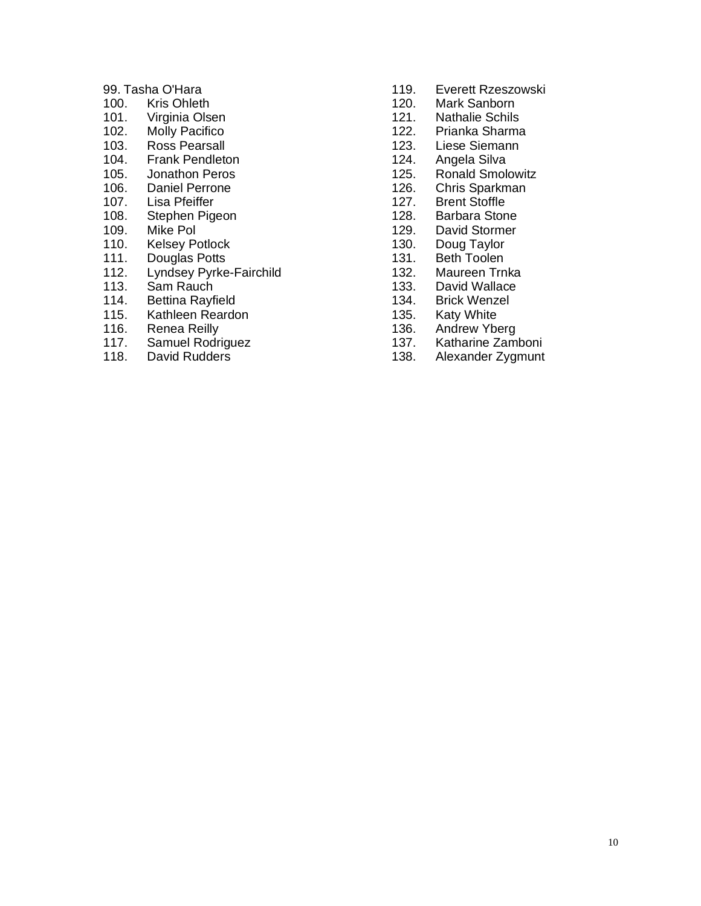99. Tasha O'Hara
100. Kris Ohleth
101. Virginia Olsen
102. Molly Pacifico
103. Ross Pearsall
104. Frank Pendleton
105. Jonathon Peros
106. Daniel Perrone
107. Lisa Pfeiffer
108. Stephen Pigeon
109. Mike Pol
110. Kelsey Potlock
111. Douglas Potts
112. Lyndsey Pyrke-Fairchild
113. Sam Rauch
114. Bettina Rayfield
115. Kathleen Reardon
116. Renea Reilly
117. Samuel Rodriguez
118. David Rudders
119. Everett Rzeszowski
120. Mark Sanborn
121. Nathalie Schils
122. Prianka Sharma
123. Liese Siemann
124. Angela Silva
125. Ronald Smolowitz
126. Chris Sparkman
127. Brent Stoffle
128. Barbara Stone
129. David Stormer
130. Doug Taylor
131. Beth Toolen
132. Maureen Trnka
133. David Wallace
134. Brick Wenzel
135. Katy White
136. Andrew Yberg
137. Katharine Zamboni
138. Alexander Zygmunt